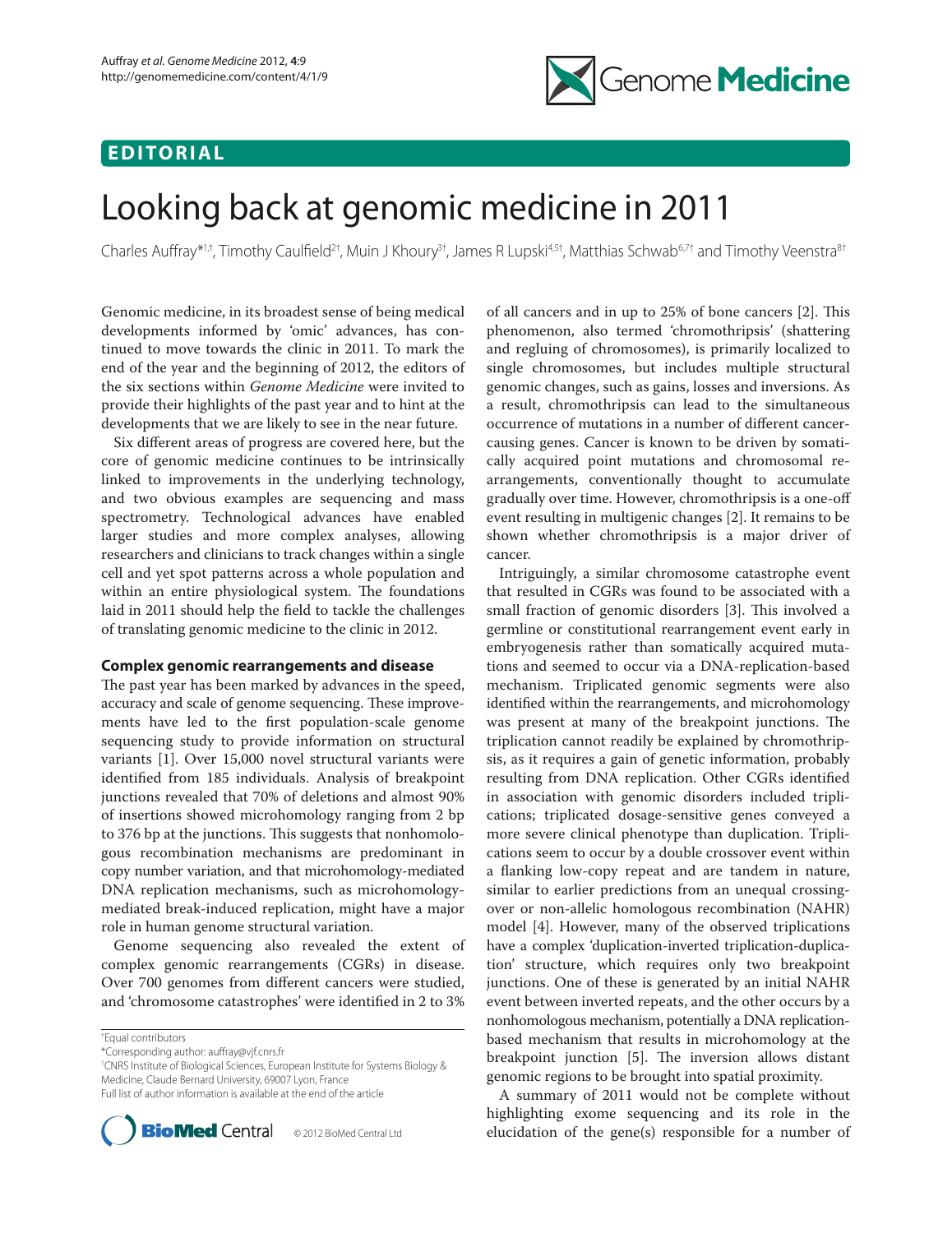## EDITORIAL

# Looking back at genomic medicine in 2011

Charles Auffray*[1,†], Timothy Caulfield[2†], Muin J Khoury[3†], James R Lupski[4,5†], Matthias Schwab[6,7†] and Timothy Veenstra[8†]

Genomic medicine, in its broadest sense of being medical developments informed by 'omic' advances, has continued to move towards the clinic in 2011. To mark the end of the year and the beginning of 2012, the editors of the six sections within *Genome Medicine* were invited to provide their highlights of the past year and to hint at the developments that we are likely to see in the near future.

Six different areas of progress are covered here, but the core of genomic medicine continues to be intrinsically linked to improvements in the underlying technology, and two obvious examples are sequencing and mass spectrometry. Technological advances have enabled larger studies and more complex analyses, allowing researchers and clinicians to track changes within a single cell and yet spot patterns across a whole population and within an entire physiological system. The foundations laid in 2011 should help the field to tackle the challenges of translating genomic medicine to the clinic in 2012.

### Complex genomic rearrangements and disease

The past year has been marked by advances in the speed, accuracy and scale of genome sequencing. These improvements have led to the first population-scale genome sequencing study to provide information on structural variants [1]. Over 15,000 novel structural variants were identified from 185 individuals. Analysis of breakpoint junctions revealed that 70% of deletions and almost 90% of insertions showed microhomology ranging from 2 bp to 376 bp at the junctions. This suggests that nonhomologous recombination mechanisms are predominant in copy number variation, and that microhomology-mediated DNA replication mechanisms, such as microhomology-mediated break-induced replication, might have a major role in human genome structural variation.

Genome sequencing also revealed the extent of complex genomic rearrangements (CGRs) in disease. Over 700 genomes from different cancers were studied, and 'chromosome catastrophes' were identified in 2 to 3% of all cancers and in up to 25% of bone cancers [2]. This phenomenon, also termed 'chromothripsis' (shattering and regluing of chromosomes), is primarily localized to single chromosomes, but includes multiple structural genomic changes, such as gains, losses and inversions. As a result, chromothripsis can lead to the simultaneous occurrence of mutations in a number of different cancer-causing genes. Cancer is known to be driven by somatically acquired point mutations and chromosomal rearrangements, conventionally thought to accumulate gradually over time. However, chromothripsis is a one-off event resulting in multigenic changes [2]. It remains to be shown whether chromothripsis is a major driver of cancer.

Intriguingly, a similar chromosome catastrophe event that resulted in CGRs was found to be associated with a small fraction of genomic disorders [3]. This involved a germline or constitutional rearrangement event early in embryogenesis rather than somatically acquired mutations and seemed to occur via a DNA-replication-based mechanism. Triplicated genomic segments were also identified within the rearrangements, and microhomology was present at many of the breakpoint junctions. The triplication cannot readily be explained by chromothripsis, as it requires a gain of genetic information, probably resulting from DNA replication. Other CGRs identified in association with genomic disorders included triplications; triplicated dosage-sensitive genes conveyed a more severe clinical phenotype than duplication. Triplications seem to occur by a double crossover event within a flanking low-copy repeat and are tandem in nature, similar to earlier predictions from an unequal crossing-over or non-allelic homologous recombination (NAHR) model [4]. However, many of the observed triplications have a complex 'duplication-inverted triplication-duplication' structure, which requires only two breakpoint junctions. One of these is generated by an initial NAHR event between inverted repeats, and the other occurs by a nonhomologous mechanism, potentially a DNA replication-based mechanism that results in microhomology at the breakpoint junction [5]. The inversion allows distant genomic regions to be brought into spatial proximity.

A summary of 2011 would not be complete without highlighting exome sequencing and its role in the elucidation of the gene(s) responsible for a number of

†Equal contributors
*Corresponding author: auffray@vjf.cnrs.fr
[1]CNRS Institute of Biological Sciences, European Institute for Systems Biology & Medicine, Claude Bernard University, 69007 Lyon, France
Full list of author information is available at the end of the article

© 2012 BioMed Central Ltd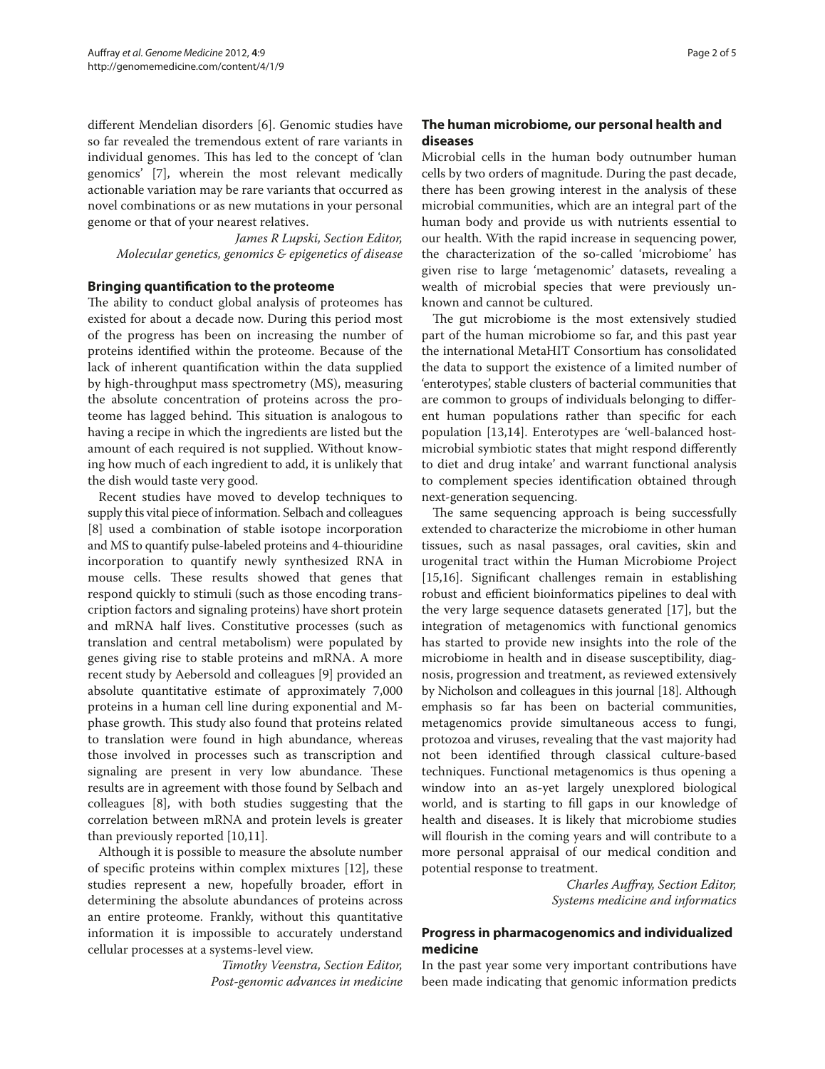different Mendelian disorders [6]. Genomic studies have so far revealed the tremendous extent of rare variants in individual genomes. This has led to the concept of 'clan genomics' [7], wherein the most relevant medically actionable variation may be rare variants that occurred as novel combinations or as new mutations in your personal genome or that of your nearest relatives.

*James R Lupski, Section Editor, Molecular genetics, genomics & epigenetics of disease*

## Bringing quantification to the proteome

The ability to conduct global analysis of proteomes has existed for about a decade now. During this period most of the progress has been on increasing the number of proteins identified within the proteome. Because of the lack of inherent quantification within the data supplied by high-throughput mass spectrometry (MS), measuring the absolute concentration of proteins across the proteome has lagged behind. This situation is analogous to having a recipe in which the ingredients are listed but the amount of each required is not supplied. Without knowing how much of each ingredient to add, it is unlikely that the dish would taste very good.

Recent studies have moved to develop techniques to supply this vital piece of information. Selbach and colleagues [8] used a combination of stable isotope incorporation and MS to quantify pulse-labeled proteins and 4-thiouridine incorporation to quantify newly synthesized RNA in mouse cells. These results showed that genes that respond quickly to stimuli (such as those encoding transcription factors and signaling proteins) have short protein and mRNA half lives. Constitutive processes (such as translation and central metabolism) were populated by genes giving rise to stable proteins and mRNA. A more recent study by Aebersold and colleagues [9] provided an absolute quantitative estimate of approximately 7,000 proteins in a human cell line during exponential and M-phase growth. This study also found that proteins related to translation were found in high abundance, whereas those involved in processes such as transcription and signaling are present in very low abundance. These results are in agreement with those found by Selbach and colleagues [8], with both studies suggesting that the correlation between mRNA and protein levels is greater than previously reported [10,11].

Although it is possible to measure the absolute number of specific proteins within complex mixtures [12], these studies represent a new, hopefully broader, effort in determining the absolute abundances of proteins across an entire proteome. Frankly, without this quantitative information it is impossible to accurately understand cellular processes at a systems-level view.

*Timothy Veenstra, Section Editor, Post-genomic advances in medicine*

## The human microbiome, our personal health and diseases

Microbial cells in the human body outnumber human cells by two orders of magnitude. During the past decade, there has been growing interest in the analysis of these microbial communities, which are an integral part of the human body and provide us with nutrients essential to our health. With the rapid increase in sequencing power, the characterization of the so-called 'microbiome' has given rise to large 'metagenomic' datasets, revealing a wealth of microbial species that were previously unknown and cannot be cultured.

The gut microbiome is the most extensively studied part of the human microbiome so far, and this past year the international MetaHIT Consortium has consolidated the data to support the existence of a limited number of 'enterotypes', stable clusters of bacterial communities that are common to groups of individuals belonging to different human populations rather than specific for each population [13,14]. Enterotypes are 'well-balanced host-microbial symbiotic states that might respond differently to diet and drug intake' and warrant functional analysis to complement species identification obtained through next-generation sequencing.

The same sequencing approach is being successfully extended to characterize the microbiome in other human tissues, such as nasal passages, oral cavities, skin and urogenital tract within the Human Microbiome Project [15,16]. Significant challenges remain in establishing robust and efficient bioinformatics pipelines to deal with the very large sequence datasets generated [17], but the integration of metagenomics with functional genomics has started to provide new insights into the role of the microbiome in health and in disease susceptibility, diagnosis, progression and treatment, as reviewed extensively by Nicholson and colleagues in this journal [18]. Although emphasis so far has been on bacterial communities, metagenomics provide simultaneous access to fungi, protozoa and viruses, revealing that the vast majority had not been identified through classical culture-based techniques. Functional metagenomics is thus opening a window into an as-yet largely unexplored biological world, and is starting to fill gaps in our knowledge of health and diseases. It is likely that microbiome studies will flourish in the coming years and will contribute to a more personal appraisal of our medical condition and potential response to treatment.

*Charles Auffray, Section Editor, Systems medicine and informatics*

## Progress in pharmacogenomics and individualized medicine

In the past year some very important contributions have been made indicating that genomic information predicts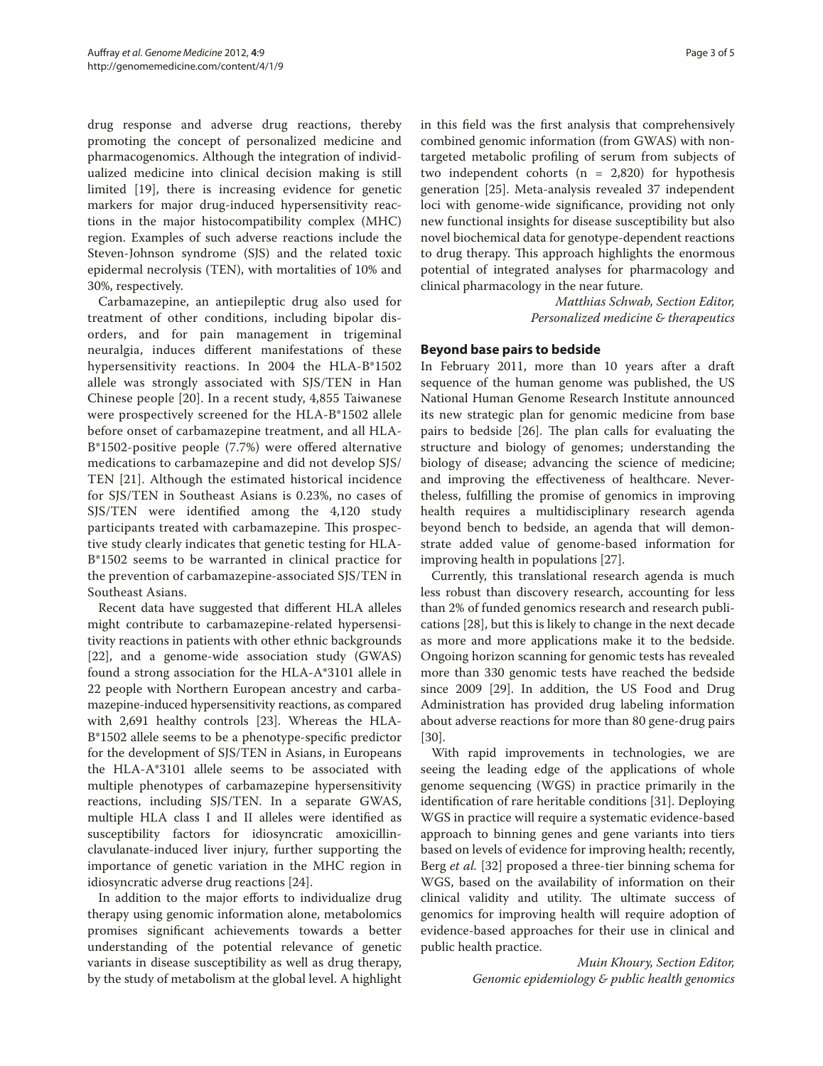drug response and adverse drug reactions, thereby promoting the concept of personalized medicine and pharmacogenomics. Although the integration of individualized medicine into clinical decision making is still limited [19], there is increasing evidence for genetic markers for major drug-induced hypersensitivity reactions in the major histocompatibility complex (MHC) region. Examples of such adverse reactions include the Steven-Johnson syndrome (SJS) and the related toxic epidermal necrolysis (TEN), with mortalities of 10% and 30%, respectively.

Carbamazepine, an antiepileptic drug also used for treatment of other conditions, including bipolar disorders, and for pain management in trigeminal neuralgia, induces different manifestations of these hypersensitivity reactions. In 2004 the HLA-B*1502 allele was strongly associated with SJS/TEN in Han Chinese people [20]. In a recent study, 4,855 Taiwanese were prospectively screened for the HLA-B*1502 allele before onset of carbamazepine treatment, and all HLA-B*1502-positive people (7.7%) were offered alternative medications to carbamazepine and did not develop SJS/TEN [21]. Although the estimated historical incidence for SJS/TEN in Southeast Asians is 0.23%, no cases of SJS/TEN were identified among the 4,120 study participants treated with carbamazepine. This prospective study clearly indicates that genetic testing for HLA-B*1502 seems to be warranted in clinical practice for the prevention of carbamazepine-associated SJS/TEN in Southeast Asians.

Recent data have suggested that different HLA alleles might contribute to carbamazepine-related hypersensitivity reactions in patients with other ethnic backgrounds [22], and a genome-wide association study (GWAS) found a strong association for the HLA-A*3101 allele in 22 people with Northern European ancestry and carbamazepine-induced hypersensitivity reactions, as compared with 2,691 healthy controls [23]. Whereas the HLA-B*1502 allele seems to be a phenotype-specific predictor for the development of SJS/TEN in Asians, in Europeans the HLA-A*3101 allele seems to be associated with multiple phenotypes of carbamazepine hypersensitivity reactions, including SJS/TEN. In a separate GWAS, multiple HLA class I and II alleles were identified as susceptibility factors for idiosyncratic amoxicillin-clavulanate-induced liver injury, further supporting the importance of genetic variation in the MHC region in idiosyncratic adverse drug reactions [24].

In addition to the major efforts to individualize drug therapy using genomic information alone, metabolomics promises significant achievements towards a better understanding of the potential relevance of genetic variants in disease susceptibility as well as drug therapy, by the study of metabolism at the global level. A highlight in this field was the first analysis that comprehensively combined genomic information (from GWAS) with non-targeted metabolic profiling of serum from subjects of two independent cohorts (n = 2,820) for hypothesis generation [25]. Meta-analysis revealed 37 independent loci with genome-wide significance, providing not only new functional insights for disease susceptibility but also novel biochemical data for genotype-dependent reactions to drug therapy. This approach highlights the enormous potential of integrated analyses for pharmacology and clinical pharmacology in the near future.

*Matthias Schwab, Section Editor, Personalized medicine & therapeutics*

## Beyond base pairs to bedside

In February 2011, more than 10 years after a draft sequence of the human genome was published, the US National Human Genome Research Institute announced its new strategic plan for genomic medicine from base pairs to bedside [26]. The plan calls for evaluating the structure and biology of genomes; understanding the biology of disease; advancing the science of medicine; and improving the effectiveness of healthcare. Nevertheless, fulfilling the promise of genomics in improving health requires a multidisciplinary research agenda beyond bench to bedside, an agenda that will demonstrate added value of genome-based information for improving health in populations [27].

Currently, this translational research agenda is much less robust than discovery research, accounting for less than 2% of funded genomics research and research publications [28], but this is likely to change in the next decade as more and more applications make it to the bedside. Ongoing horizon scanning for genomic tests has revealed more than 330 genomic tests have reached the bedside since 2009 [29]. In addition, the US Food and Drug Administration has provided drug labeling information about adverse reactions for more than 80 gene-drug pairs [30].

With rapid improvements in technologies, we are seeing the leading edge of the applications of whole genome sequencing (WGS) in practice primarily in the identification of rare heritable conditions [31]. Deploying WGS in practice will require a systematic evidence-based approach to binning genes and gene variants into tiers based on levels of evidence for improving health; recently, Berg *et al.* [32] proposed a three-tier binning schema for WGS, based on the availability of information on their clinical validity and utility. The ultimate success of genomics for improving health will require adoption of evidence-based approaches for their use in clinical and public health practice.

*Muin Khoury, Section Editor, Genomic epidemiology & public health genomics*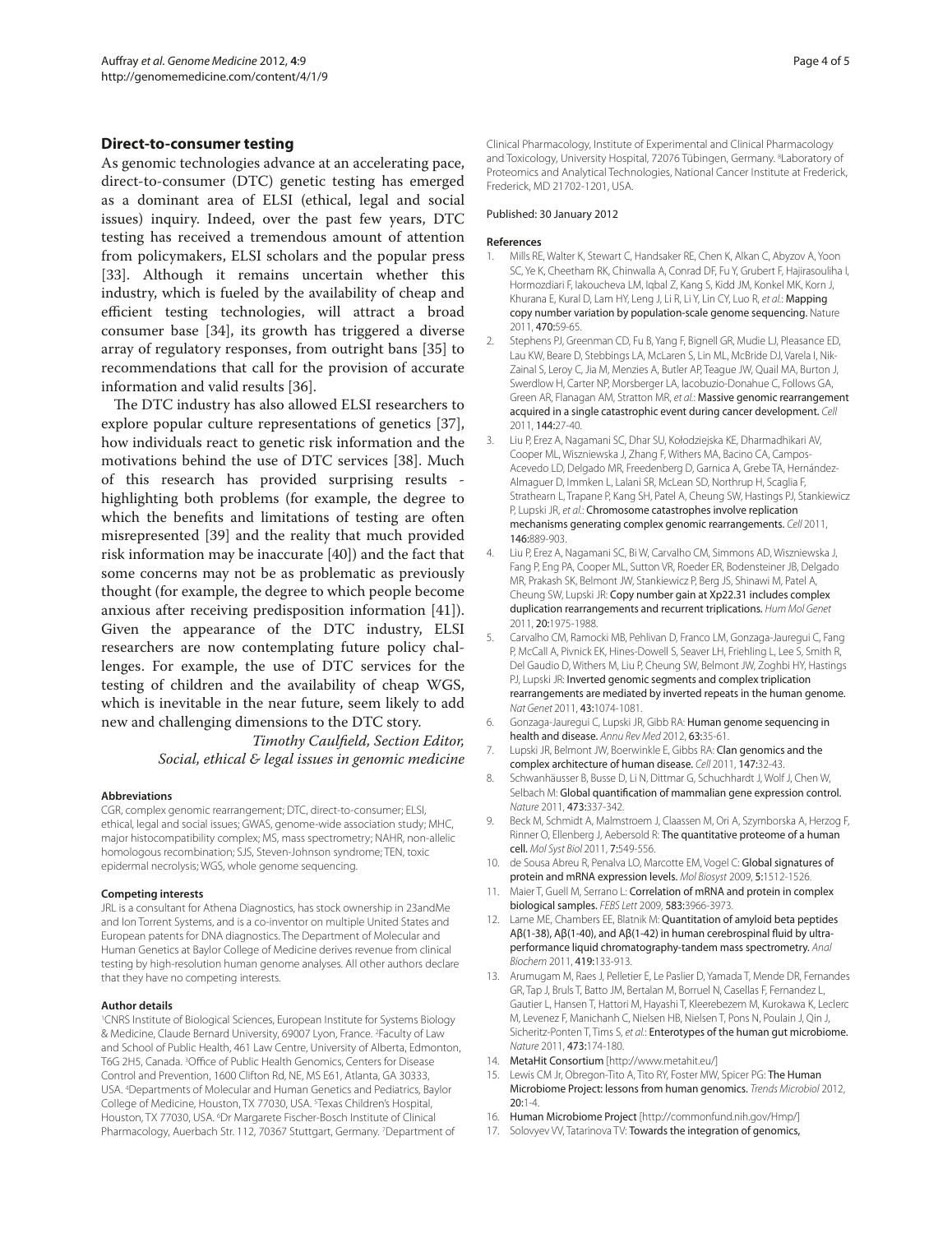### Direct-to-consumer testing

As genomic technologies advance at an accelerating pace, direct-to-consumer (DTC) genetic testing has emerged as a dominant area of ELSI (ethical, legal and social issues) inquiry. Indeed, over the past few years, DTC testing has received a tremendous amount of attention from policymakers, ELSI scholars and the popular press [33]. Although it remains uncertain whether this industry, which is fueled by the availability of cheap and efficient testing technologies, will attract a broad consumer base [34], its growth has triggered a diverse array of regulatory responses, from outright bans [35] to recommendations that call for the provision of accurate information and valid results [36].

The DTC industry has also allowed ELSI researchers to explore popular culture representations of genetics [37], how individuals react to genetic risk information and the motivations behind the use of DTC services [38]. Much of this research has provided surprising results - highlighting both problems (for example, the degree to which the benefits and limitations of testing are often misrepresented [39] and the reality that much provided risk information may be inaccurate [40]) and the fact that some concerns may not be as problematic as previously thought (for example, the degree to which people become anxious after receiving predisposition information [41]). Given the appearance of the DTC industry, ELSI researchers are now contemplating future policy challenges. For example, the use of DTC services for the testing of children and the availability of cheap WGS, which is inevitable in the near future, seem likely to add new and challenging dimensions to the DTC story.

*Timothy Caulfield, Section Editor, Social, ethical & legal issues in genomic medicine*

#### Abbreviations

CGR, complex genomic rearrangement; DTC, direct-to-consumer; ELSI, ethical, legal and social issues; GWAS, genome-wide association study; MHC, major histocompatibility complex; MS, mass spectrometry; NAHR, non-allelic homologous recombination; SJS, Steven-Johnson syndrome; TEN, toxic epidermal necrolysis; WGS, whole genome sequencing.

#### Competing interests

JRL is a consultant for Athena Diagnostics, has stock ownership in 23andMe and Ion Torrent Systems, and is a co-inventor on multiple United States and European patents for DNA diagnostics. The Department of Molecular and Human Genetics at Baylor College of Medicine derives revenue from clinical testing by high-resolution human genome analyses. All other authors declare that they have no competing interests.

#### Author details

[1]CNRS Institute of Biological Sciences, European Institute for Systems Biology & Medicine, Claude Bernard University, 69007 Lyon, France. [2]Faculty of Law and School of Public Health, 461 Law Centre, University of Alberta, Edmonton, T6G 2H5, Canada. [3]Office of Public Health Genomics, Centers for Disease Control and Prevention, 1600 Clifton Rd, NE, MS E61, Atlanta, GA 30333, USA. [4]Departments of Molecular and Human Genetics and Pediatrics, Baylor College of Medicine, Houston, TX 77030, USA. [5]Texas Children's Hospital, Houston, TX 77030, USA. [6]Dr Margarete Fischer-Bosch Institute of Clinical Pharmacology, Auerbach Str. 112, 70367 Stuttgart, Germany. [7]Department of Clinical Pharmacology, Institute of Experimental and Clinical Pharmacology and Toxicology, University Hospital, 72076 Tübingen, Germany. [8]Laboratory of Proteomics and Analytical Technologies, National Cancer Institute at Frederick, Frederick, MD 21702-1201, USA.

Published: 30 January 2012

#### References

1. Mills RE, Walter K, Stewart C, Handsaker RE, Chen K, Alkan C, Abyzov A, Yoon SC, Ye K, Cheetham RK, Chinwalla A, Conrad DF, Fu Y, Grubert F, Hajirasouliha I, Hormozdiari F, Iakoucheva LM, Iqbal Z, Kang S, Kidd JM, Konkel MK, Korn J, Khurana E, Kural D, Lam HY, Leng J, Li R, Li Y, Lin CY, Luo R, *et al.*: **Mapping copy number variation by population-scale genome sequencing.** *Nature* 2011, **470:**59-65.
2. Stephens PJ, Greenman CD, Fu B, Yang F, Bignell GR, Mudie LJ, Pleasance ED, Lau KW, Beare D, Stebbings LA, McLaren S, Lin ML, McBride DJ, Varela I, Nik-Zainal S, Leroy C, Jia M, Menzies A, Butler AP, Teague JW, Quail MA, Burton J, Swerdlow H, Carter NP, Morsberger LA, Iacobuzio-Donahue C, Follows GA, Green AR, Flanagan AM, Stratton MR, *et al.*: **Massive genomic rearrangement acquired in a single catastrophic event during cancer development.** *Cell* 2011, **144:**27-40.
3. Liu P, Erez A, Nagamani SC, Dhar SU, Kołodziejska KE, Dharmadhikari AV, Cooper ML, Wiszniewska J, Zhang F, Withers MA, Bacino CA, Campos-Acevedo LD, Delgado MR, Freedenberg D, Garnica A, Grebe TA, Hernández-Almaguer D, Immken L, Lalani SR, McLean SD, Northrup H, Scaglia F, Strathearn L, Trapane P, Kang SH, Patel A, Cheung SW, Hastings PJ, Stankiewicz P, Lupski JR, *et al.*: **Chromosome catastrophes involve replication mechanisms generating complex genomic rearrangements.** *Cell* 2011, **146:**889-903.
4. Liu P, Erez A, Nagamani SC, Bi W, Carvalho CM, Simmons AD, Wiszniewska J, Fang P, Eng PA, Cooper ML, Sutton VR, Roeder ER, Bodensteiner JB, Delgado MR, Prakash SK, Belmont JW, Stankiewicz P, Berg JS, Shinawi M, Patel A, Cheung SW, Lupski JR: **Copy number gain at Xp22.31 includes complex duplication rearrangements and recurrent triplications.** *Hum Mol Genet* 2011, **20:**1975-1988.
5. Carvalho CM, Ramocki MB, Pehlivan D, Franco LM, Gonzaga-Jauregui C, Fang P, McCall A, Pivnick EK, Hines-Dowell S, Seaver LH, Friehling L, Lee S, Smith R, Del Gaudio D, Withers M, Liu P, Cheung SW, Belmont JW, Zoghbi HY, Hastings PJ, Lupski JR: **Inverted genomic segments and complex triplication rearrangements are mediated by inverted repeats in the human genome.** *Nat Genet* 2011, **43:**1074-1081.
6. Gonzaga-Jauregui C, Lupski JR, Gibb RA: **Human genome sequencing in health and disease.** *Annu Rev Med* 2012, **63:**35-61.
7. Lupski JR, Belmont JW, Boerwinkle E, Gibbs RA: **Clan genomics and the complex architecture of human disease.** *Cell* 2011, **147:**32-43.
8. Schwanhäusser B, Busse D, Li N, Dittmar G, Schuchhardt J, Wolf J, Chen W, Selbach M: **Global quantification of mammalian gene expression control.** *Nature* 2011, **473:**337-342.
9. Beck M, Schmidt A, Malmstroem J, Claassen M, Ori A, Szymborska A, Herzog F, Rinner O, Ellenberg J, Aebersold R: **The quantitative proteome of a human cell.** *Mol Syst Biol* 2011, **7:**549-556.
10. de Sousa Abreu R, Penalva LO, Marcotte EM, Vogel C: **Global signatures of protein and mRNA expression levels.** *Mol Biosyst* 2009, **5:**1512-1526.
11. Maier T, Guell M, Serrano L: **Correlation of mRNA and protein in complex biological samples.** *FEBS Lett* 2009, **583:**3966-3973.
12. Lame ME, Chambers EE, Blatnik M: **Quantitation of amyloid beta peptides Aβ(1-38), Aβ(1-40), and Aβ(1-42) in human cerebrospinal fluid by ultra-performance liquid chromatography-tandem mass spectrometry.** *Anal Biochem* 2011, **419:**133-913.
13. Arumugam M, Raes J, Pelletier E, Le Paslier D, Yamada T, Mende DR, Fernandes GR, Tap J, Bruls T, Batto JM, Bertalan M, Borruel N, Casellas F, Fernandez L, Gautier L, Hansen T, Hattori M, Hayashi T, Kleerebezem M, Kurokawa K, Leclerc M, Levenez F, Manichanh C, Nielsen HB, Nielsen T, Pons N, Poulain J, Qin J, Sicheritz-Ponten T, Tims S, *et al.*: **Enterotypes of the human gut microbiome.** *Nature* 2011, **473:**174-180.
14. **MetaHit Consortium** [http://www.metahit.eu/]
15. Lewis CM Jr, Obregon-Tito A, Tito RY, Foster MW, Spicer PG: **The Human Microbiome Project: lessons from human genomics.** *Trends Microbiol* 2012, **20:**1-4.
16. **Human Microbiome Project** [http://commonfund.nih.gov/Hmp/]
17. Solovyev VV, Tatarinova TV: **Towards the integration of genomics,**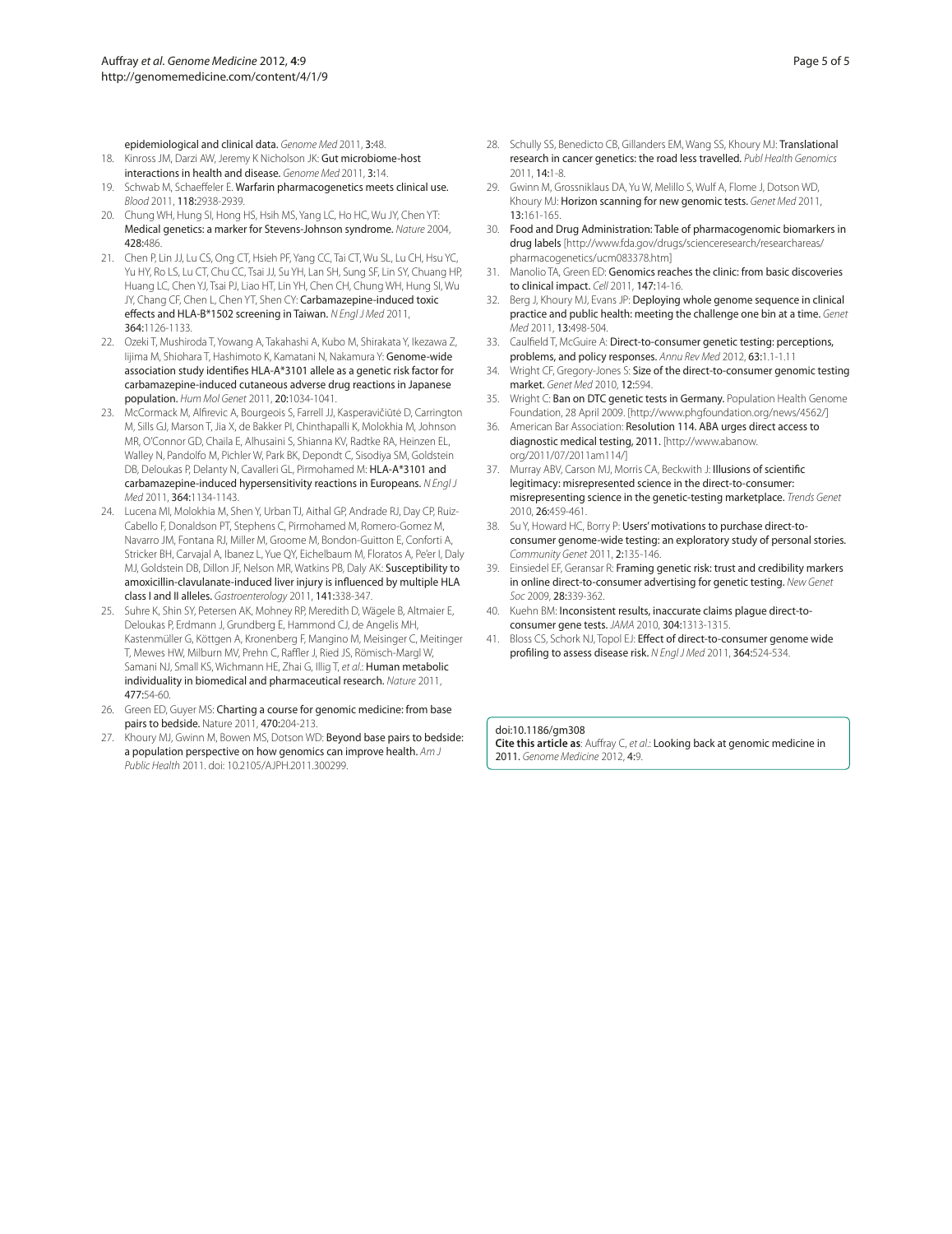epidemiological and clinical data. *Genome Med* 2011, **3**:48.

18. Kinross JM, Darzi AW, Jeremy K Nicholson JK: Gut microbiome-host interactions in health and disease. *Genome Med* 2011, **3**:14.
19. Schwab M, Schaeffeler E. Warfarin pharmacogenetics meets clinical use. *Blood* 2011, **118:**2938-2939.
20. Chung WH, Hung SI, Hong HS, Hsih MS, Yang LC, Ho HC, Wu JY, Chen YT: Medical genetics: a marker for Stevens-Johnson syndrome. *Nature* 2004, **428:**486.
21. Chen P, Lin JJ, Lu CS, Ong CT, Hsieh PF, Yang CC, Tai CT, Wu SL, Lu CH, Hsu YC, Yu HY, Ro LS, Lu CT, Chu CC, Tsai JJ, Su YH, Lan SH, Sung SF, Lin SY, Chuang HP, Huang LC, Chen YJ, Tsai PJ, Liao HT, Lin YH, Chen CH, Chung WH, Hung SI, Wu JY, Chang CF, Chen L, Chen YT, Shen CY: Carbamazepine-induced toxic effects and HLA-B*1502 screening in Taiwan. *N Engl J Med* 2011, **364:**1126-1133.
22. Ozeki T, Mushiroda T, Yowang A, Takahashi A, Kubo M, Shirakata Y, Ikezawa Z, Iijima M, Shiohara T, Hashimoto K, Kamatani N, Nakamura Y: Genome-wide association study identifies HLA-A*3101 allele as a genetic risk factor for carbamazepine-induced cutaneous adverse drug reactions in Japanese population. *Hum Mol Genet* 2011, **20:**1034-1041.
23. McCormack M, Alfirevic A, Bourgeois S, Farrell JJ, Kasperavičiūtė D, Carrington M, Sills GJ, Marson T, Jia X, de Bakker PI, Chinthapalli K, Molokhia M, Johnson MR, O'Connor GD, Chaila E, Alhusaini S, Shianna KV, Radtke RA, Heinzen EL, Walley N, Pandolfo M, Pichler W, Park BK, Depondt C, Sisodiya SM, Goldstein DB, Deloukas P, Delanty N, Cavalleri GL, Pirmohamed M: HLA-A*3101 and carbamazepine-induced hypersensitivity reactions in Europeans. *N Engl J Med* 2011, **364:**1134-1143.
24. Lucena MI, Molokhia M, Shen Y, Urban TJ, Aithal GP, Andrade RJ, Day CP, Ruiz-Cabello F, Donaldson PT, Stephens C, Pirmohamed M, Romero-Gomez M, Navarro JM, Fontana RJ, Miller M, Groome M, Bondon-Guitton E, Conforti A, Stricker BH, Carvajal A, Ibanez L, Yue QY, Eichelbaum M, Floratos A, Pe'er I, Daly MJ, Goldstein DB, Dillon JF, Nelson MR, Watkins PB, Daly AK: Susceptibility to amoxicillin-clavulanate-induced liver injury is influenced by multiple HLA class I and II alleles. *Gastroenterology* 2011, **141:**338-347.
25. Suhre K, Shin SY, Petersen AK, Mohney RP, Meredith D, Wägele B, Altmaier E, Deloukas P, Erdmann J, Grundberg E, Hammond CJ, de Angelis MH, Kastenmüller G, Köttgen A, Kronenberg F, Mangino M, Meisinger C, Meitinger T, Mewes HW, Milburn MV, Prehn C, Raffler J, Ried JS, Römisch-Margl W, Samani NJ, Small KS, Wichmann HE, Zhai G, Illig T, *et al.*: Human metabolic individuality in biomedical and pharmaceutical research. *Nature* 2011, **477:**54-60.
26. Green ED, Guyer MS: Charting a course for genomic medicine: from base pairs to bedside. Nature 2011, **470:**204-213.
27. Khoury MJ, Gwinn M, Bowen MS, Dotson WD: Beyond base pairs to bedside: a population perspective on how genomics can improve health. *Am J Public Health* 2011. doi: 10.2105/AJPH.2011.300299.
28. Schully SS, Benedicto CB, Gillanders EM, Wang SS, Khoury MJ: Translational research in cancer genetics: the road less travelled. *Publ Health Genomics* 2011, **14:**1-8.
29. Gwinn M, Grossniklaus DA, Yu W, Melillo S, Wulf A, Flome J, Dotson WD, Khoury MJ: Horizon scanning for new genomic tests. *Genet Med* 2011, **13:**161-165.
30. Food and Drug Administration: Table of pharmacogenomic biomarkers in drug labels [http://www.fda.gov/drugs/scienceresearch/researchareas/pharmacogenetics/ucm083378.htm]
31. Manolio TA, Green ED: Genomics reaches the clinic: from basic discoveries to clinical impact. *Cell* 2011, **147:**14-16.
32. Berg J, Khoury MJ, Evans JP: Deploying whole genome sequence in clinical practice and public health: meeting the challenge one bin at a time. *Genet Med* 2011, **13:**498-504.
33. Caulfield T, McGuire A: Direct-to-consumer genetic testing: perceptions, problems, and policy responses. *Annu Rev Med* 2012, **63:**1.1-1.11
34. Wright CF, Gregory-Jones S: Size of the direct-to-consumer genomic testing market. *Genet Med* 2010, **12:**594.
35. Wright C: Ban on DTC genetic tests in Germany. Population Health Genome Foundation, 28 April 2009. [http://www.phgfoundation.org/news/4562/]
36. American Bar Association: Resolution 114. ABA urges direct access to diagnostic medical testing, 2011. [http://www.abanow.org/2011/07/2011am114/]
37. Murray ABV, Carson MJ, Morris CA, Beckwith J: Illusions of scientific legitimacy: misrepresented science in the direct-to-consumer: misrepresenting science in the genetic-testing marketplace. *Trends Genet* 2010, **26:**459-461.
38. Su Y, Howard HC, Borry P: Users' motivations to purchase direct-to-consumer genome-wide testing: an exploratory study of personal stories. *Community Genet* 2011, **2:**135-146.
39. Einsiedel EF, Geransar R: Framing genetic risk: trust and credibility markers in online direct-to-consumer advertising for genetic testing. *New Genet Soc* 2009, **28:**339-362.
40. Kuehn BM: Inconsistent results, inaccurate claims plague direct-to-consumer gene tests. *JAMA* 2010, **304:**1313-1315.
41. Bloss CS, Schork NJ, Topol EJ: Effect of direct-to-consumer genome wide profiling to assess disease risk. *N Engl J Med* 2011, **364:**524-534.

doi:10.1186/gm308
**Cite this article as**: Auffray C, *et al.*: Looking back at genomic medicine in 2011. *Genome Medicine* 2012, **4**:9.